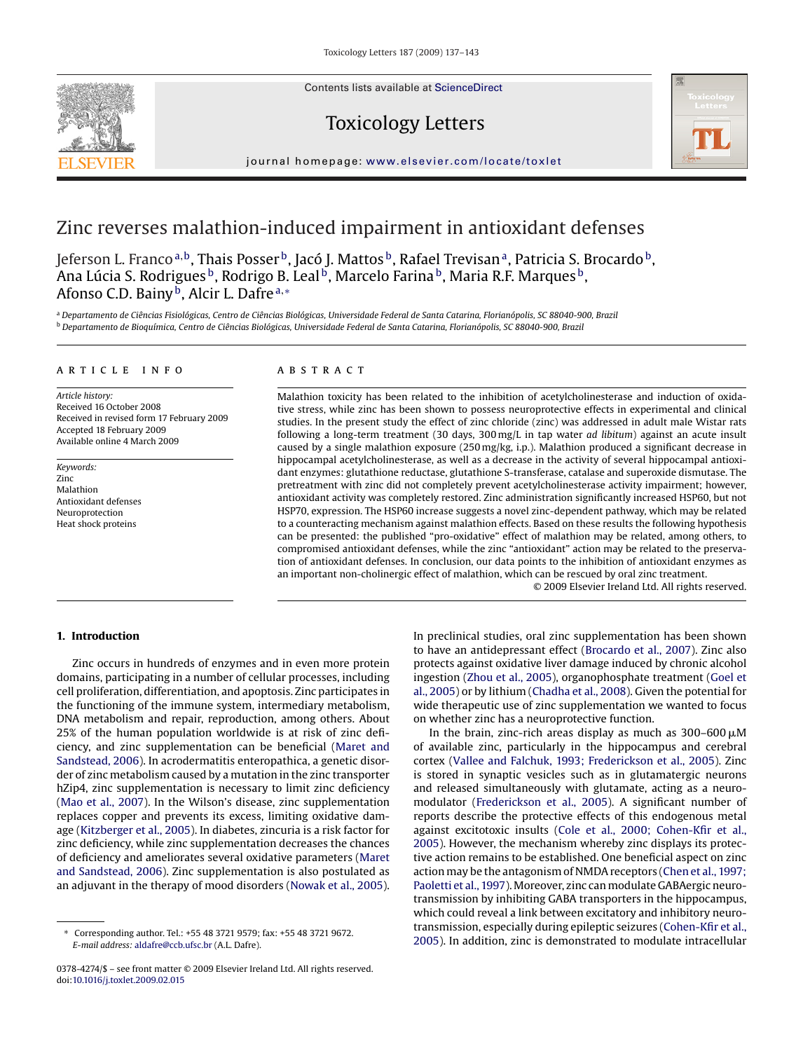# Zinc reverses malathion-induced impairment in antioxidant defenses

Jeferson L. Franco[a,b], Thais Posser[b], Jacó J. Mattos[b], Rafael Trevisan[a], Patricia S. Brocardo[b], Ana Lúcia S. Rodrigues[b], Rodrigo B. Leal[b], Marcelo Farina[b], Maria R.F. Marques[b], Afonso C.D. Bainy[b], Alcir L. Dafre[a,*]

[a] Departamento de Ciências Fisiológicas, Centro de Ciências Biológicas, Universidade Federal de Santa Catarina, Florianópolis, SC 88040-900, Brazil
[b] Departamento de Bioquímica, Centro de Ciências Biológicas, Universidade Federal de Santa Catarina, Florianópolis, SC 88040-900, Brazil

## ARTICLE INFO

*Article history:*
Received 16 October 2008
Received in revised form 17 February 2009
Accepted 18 February 2009
Available online 4 March 2009

*Keywords:*
Zinc
Malathion
Antioxidant defenses
Neuroprotection
Heat shock proteins

## ABSTRACT

Malathion toxicity has been related to the inhibition of acetylcholinesterase and induction of oxidative stress, while zinc has been shown to possess neuroprotective effects in experimental and clinical studies. In the present study the effect of zinc chloride (zinc) was addressed in adult male Wistar rats following a long-term treatment (30 days, 300 mg/L in tap water *ad libitum*) against an acute insult caused by a single malathion exposure (250 mg/kg, i.p.). Malathion produced a significant decrease in hippocampal acetylcholinesterase, as well as a decrease in the activity of several hippocampal antioxidant enzymes: glutathione reductase, glutathione S-transferase, catalase and superoxide dismutase. The pretreatment with zinc did not completely prevent acetylcholinesterase activity impairment; however, antioxidant activity was completely restored. Zinc administration significantly increased HSP60, but not HSP70, expression. The HSP60 increase suggests a novel zinc-dependent pathway, which may be related to a counteracting mechanism against malathion effects. Based on these results the following hypothesis can be presented: the published "pro-oxidative" effect of malathion may be related, among others, to compromised antioxidant defenses, while the zinc "antioxidant" action may be related to the preservation of antioxidant defenses. In conclusion, our data points to the inhibition of antioxidant enzymes as an important non-cholinergic effect of malathion, which can be rescued by oral zinc treatment.

© 2009 Elsevier Ireland Ltd. All rights reserved.

## 1. Introduction

Zinc occurs in hundreds of enzymes and in even more protein domains, participating in a number of cellular processes, including cell proliferation, differentiation, and apoptosis. Zinc participates in the functioning of the immune system, intermediary metabolism, DNA metabolism and repair, reproduction, among others. About 25% of the human population worldwide is at risk of zinc deficiency, and zinc supplementation can be beneficial (Maret and Sandstead, 2006). In acrodermatitis enteropathica, a genetic disorder of zinc metabolism caused by a mutation in the zinc transporter hZip4, zinc supplementation is necessary to limit zinc deficiency (Mao et al., 2007). In the Wilson's disease, zinc supplementation replaces copper and prevents its excess, limiting oxidative damage (Kitzberger et al., 2005). In diabetes, zincuria is a risk factor for zinc deficiency, while zinc supplementation decreases the chances of deficiency and ameliorates several oxidative parameters (Maret and Sandstead, 2006). Zinc supplementation is also postulated as an adjuvant in the therapy of mood disorders (Nowak et al., 2005). In preclinical studies, oral zinc supplementation has been shown to have an antidepressant effect (Brocardo et al., 2007). Zinc also protects against oxidative liver damage induced by chronic alcohol ingestion (Zhou et al., 2005), organophosphate treatment (Goel et al., 2005) or by lithium (Chadha et al., 2008). Given the potential for wide therapeutic use of zinc supplementation we wanted to focus on whether zinc has a neuroprotective function.

In the brain, zinc-rich areas display as much as 300–600 μM of available zinc, particularly in the hippocampus and cerebral cortex (Vallee and Falchuk, 1993; Frederickson et al., 2005). Zinc is stored in synaptic vesicles such as in glutamatergic neurons and released simultaneously with glutamate, acting as a neuromodulator (Frederickson et al., 2005). A significant number of reports describe the protective effects of this endogenous metal against excitotoxic insults (Cole et al., 2000; Cohen-Kfir et al., 2005). However, the mechanism whereby zinc displays its protective action remains to be established. One beneficial aspect on zinc action may be the antagonism of NMDA receptors (Chen et al., 1997; Paoletti et al., 1997). Moreover, zinc can modulate GABAergic neurotransmission by inhibiting GABA transporters in the hippocampus, which could reveal a link between excitatory and inhibitory neurotransmission, especially during epileptic seizures (Cohen-Kfir et al., 2005). In addition, zinc is demonstrated to modulate intracellular

* Corresponding author. Tel.: +55 48 3721 9579; fax: +55 48 3721 9672.
*E-mail address:* aldafre@ccb.ufsc.br (A.L. Dafre).

0378-4274/$ – see front matter © 2009 Elsevier Ireland Ltd. All rights reserved.
doi:10.1016/j.toxlet.2009.02.015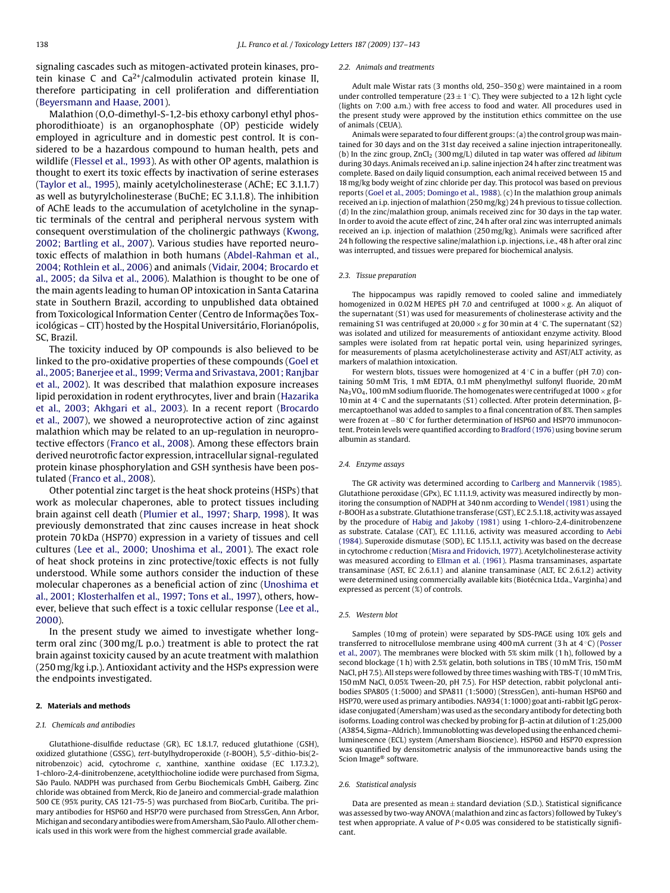signaling cascades such as mitogen-activated protein kinases, protein kinase C and $Ca^{2+}$/calmodulin activated protein kinase II, therefore participating in cell proliferation and differentiation (Beyersmann and Haase, 2001).

Malathion (O,O-dimethyl-S-1,2-bis ethoxy carbonyl ethyl phosphorodithioate) is an organophosphate (OP) pesticide widely employed in agriculture and in domestic pest control. It is considered to be a hazardous compound to human health, pets and wildlife (Flessel et al., 1993). As with other OP agents, malathion is thought to exert its toxic effects by inactivation of serine esterases (Taylor et al., 1995), mainly acetylcholinesterase (AChE; EC 3.1.1.7) as well as butyrylcholinesterase (BuChE; EC 3.1.1.8). The inhibition of AChE leads to the accumulation of acetylcholine in the synaptic terminals of the central and peripheral nervous system with consequent overstimulation of the cholinergic pathways (Kwong, 2002; Bartling et al., 2007). Various studies have reported neurotoxic effects of malathion in both humans (Abdel-Rahman et al., 2004; Rothlein et al., 2006) and animals (Vidair, 2004; Brocardo et al., 2005; da Silva et al., 2006). Malathion is thought to be one of the main agents leading to human OP intoxication in Santa Catarina state in Southern Brazil, according to unpublished data obtained from Toxicological Information Center (Centro de Informações Toxicológicas – CIT) hosted by the Hospital Universitário, Florianópolis, SC, Brazil.

The toxicity induced by OP compounds is also believed to be linked to the pro-oxidative properties of these compounds (Goel et al., 2005; Banerjee et al., 1999; Verma and Srivastava, 2001; Ranjbar et al., 2002). It was described that malathion exposure increases lipid peroxidation in rodent erythrocytes, liver and brain (Hazarika et al., 2003; Akhgari et al., 2003). In a recent report (Brocardo et al., 2007), we showed a neuroprotective action of zinc against malathion which may be related to an up-regulation in neuroprotective effectors (Franco et al., 2008). Among these effectors brain derived neurotrofic factor expression, intracellular signal-regulated protein kinase phosphorylation and GSH synthesis have been postulated (Franco et al., 2008).

Other potential zinc target is the heat shock proteins (HSPs) that work as molecular chaperones, able to protect tissues including brain against cell death (Plumier et al., 1997; Sharp, 1998). It was previously demonstrated that zinc causes increase in heat shock protein 70 kDa (HSP70) expression in a variety of tissues and cell cultures (Lee et al., 2000; Unoshima et al., 2001). The exact role of heat shock proteins in zinc protective/toxic effects is not fully understood. While some authors consider the induction of these molecular chaperones as a beneficial action of zinc (Unoshima et al., 2001; Klosterhalfen et al., 1997; Tons et al., 1997), others, however, believe that such effect is a toxic cellular response (Lee et al., 2000).

In the present study we aimed to investigate whether long-term oral zinc (300 mg/L p.o.) treatment is able to protect the rat brain against toxicity caused by an acute treatment with malathion (250 mg/kg i.p.). Antioxidant activity and the HSPs expression were the endpoints investigated.

## 2. Materials and methods

### 2.1. Chemicals and antibodies

Glutathione-disulfide reductase (GR), EC 1.8.1.7, reduced glutathione (GSH), oxidized glutathione (GSSG), *tert*-butylhydroperoxide (*t*-BOOH), 5,5′-dithio-bis(2-nitrobenzoic) acid, cytochrome *c*, xanthine, xanthine oxidase (EC 1.17.3.2), 1-chloro-2,4-dinitrobenzene, acetylthiocholine iodide were purchased from Sigma, São Paulo. NADPH was purchased from Gerbu Biochemicals GmbH, Gaiberg. Zinc chloride was obtained from Merck, Rio de Janeiro and commercial-grade malathion 500 CE (95% purity, CAS 121-75-5) was purchased from BioCarb, Curitiba. The primary antibodies for HSP60 and HSP70 were purchased from StressGen, Ann Arbor, Michigan and secondary antibodies were from Amersham, São Paulo. All other chemicals used in this work were from the highest commercial grade available.

### 2.2. Animals and treatments

Adult male Wistar rats (3 months old, 250–350 g) were maintained in a room under controlled temperature (23 ± 1 °C). They were subjected to a 12 h light cycle (lights on 7:00 a.m.) with free access to food and water. All procedures used in the present study were approved by the institution ethics committee on the use of animals (CEUA).

Animals were separated to four different groups: (a) the control group was maintained for 30 days and on the 31st day received a saline injection intraperitoneally. (b) In the zinc group, $ZnCl_2$ (300 mg/L) diluted in tap water was offered *ad libitum* during 30 days. Animals received an i.p. saline injection 24 h after zinc treatment was complete. Based on daily liquid consumption, each animal received between 15 and 18 mg/kg body weight of zinc chloride per day. This protocol was based on previous reports (Goel et al., 2005; Domingo et al., 1988). (c) In the malathion group animals received an i.p. injection of malathion (250 mg/kg) 24 h previous to tissue collection. (d) In the zinc/malathion group, animals received zinc for 30 days in the tap water. In order to avoid the acute effect of zinc, 24 h after oral zinc was interrupted animals received an i.p. injection of malathion (250 mg/kg). Animals were sacrificed after 24 h following the respective saline/malathion i.p. injections, i.e., 48 h after oral zinc was interrupted, and tissues were prepared for biochemical analysis.

### 2.3. Tissue preparation

The hippocampus was rapidly removed to cooled saline and immediately homogenized in 0.02 M HEPES pH 7.0 and centrifuged at 1000 × *g*. An aliquot of the supernatant (S1) was used for measurements of cholinesterase activity and the remaining S1 was centrifuged at 20,000 × *g* for 30 min at 4 °C. The supernatant (S2) was isolated and utilized for measurements of antioxidant enzyme activity. Blood samples were isolated from rat hepatic portal vein, using heparinized syringes, for measurements of plasma acetylcholinesterase activity and AST/ALT activity, as markers of malathion intoxication.

For western blots, tissues were homogenized at 4 °C in a buffer (pH 7.0) containing 50 mM Tris, 1 mM EDTA, 0.1 mM phenylmethyl sulfonyl fluoride, 20 mM $Na_3VO_4$, 100 mM sodium fluoride. The homogenates were centrifuged at 1000 × *g* for 10 min at 4 °C and the supernatants (S1) collected. After protein determination, β-mercaptoethanol was added to samples to a final concentration of 8%. Then samples were frozen at −80 °C for further determination of HSP60 and HSP70 immunocontent. Protein levels were quantified according to Bradford (1976) using bovine serum albumin as standard.

### 2.4. Enzyme assays

The GR activity was determined according to Carlberg and Mannervik (1985). Glutathione peroxidase (GPx), EC 1.11.1.9, activity was measured indirectly by monitoring the consumption of NADPH at 340 nm according to Wendel (1981) using the *t*-BOOH as a substrate. Glutathione transferase (GST), EC 2.5.1.18, activity was assayed by the procedure of Habig and Jakoby (1981) using 1-chloro-2,4-dinitrobenzene as substrate. Catalase (CAT), EC 1.11.1.6, activity was measured according to Aebi (1984). Superoxide dismutase (SOD), EC 1.15.1.1, activity was based on the decrease in cytochrome *c* reduction (Misra and Fridovich, 1977). Acetylcholinesterase activity was measured according to Ellman et al. (1961). Plasma transaminases, aspartate transaminase (AST, EC 2.6.1.1) and alanine transaminase (ALT, EC 2.6.1.2) activity were determined using commercially available kits (Biotécnica Ltda., Varginha) and expressed as percent (%) of controls.

### 2.5. Western blot

Samples (10 mg of protein) were separated by SDS-PAGE using 10% gels and transferred to nitrocellulose membrane using 400 mA current (3 h at 4 °C) (Posser et al., 2007). The membranes were blocked with 5% skim milk (1 h), followed by a second blockage (1 h) with 2.5% gelatin, both solutions in TBS (10 mM Tris, 150 mM NaCl, pH 7.5). All steps were followed by three times washing with TBS-T (10 mM Tris, 150 mM NaCl, 0.05% Tween-20, pH 7.5). For HSP detection, rabbit polyclonal antibodies SPA805 (1:5000) and SPA811 (1:5000) (StressGen), anti-human HSP60 and HSP70, were used as primary antibodies. NA934 (1:1000) goat anti-rabbit IgG peroxidase conjugated (Amersham) was used as the secondary antibody for detecting both isoforms. Loading control was checked by probing for β-actin at dilution of 1:25,000 (A3854, Sigma–Aldrich). Immunoblotting was developed using the enhanced chemiluminescence (ECL) system (Amersham Bioscience). HSP60 and HSP70 expression was quantified by densitometric analysis of the immunoreactive bands using the Scion Image® software.

### 2.6. Statistical analysis

Data are presented as mean ± standard deviation (S.D.). Statistical significance was assessed by two-way ANOVA (malathion and zinc as factors) followed by Tukey's test when appropriate. A value of $P < 0.05$ was considered to be statistically significant.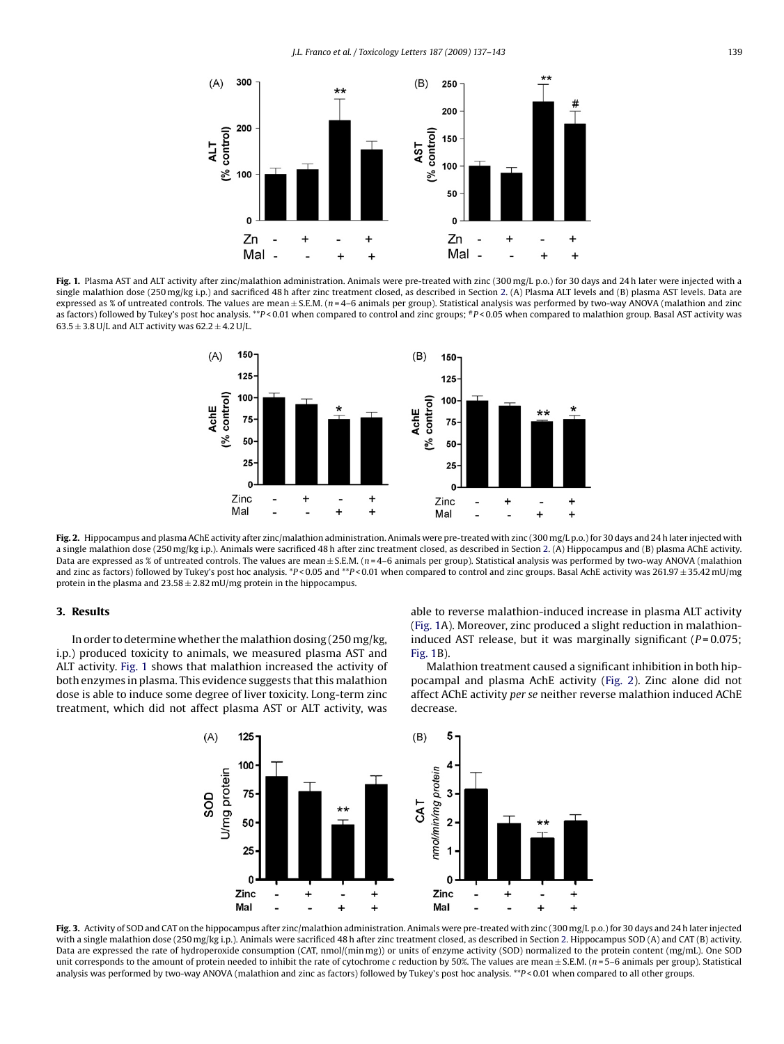**Fig. 1.** Plasma AST and ALT activity after zinc/malathion administration. Animals were pre-treated with zinc (300 mg/L p.o.) for 30 days and 24 h later were injected with a single malathion dose (250 mg/kg i.p.) and sacrificed 48 h after zinc treatment closed, as described in Section 2. (A) Plasma ALT levels and (B) plasma AST levels. Data are expressed as % of untreated controls. The values are mean ± S.E.M. ($n$ = 4–6 animals per group). Statistical analysis was performed by two-way ANOVA (malathion and zinc as factors) followed by Tukey's post hoc analysis. **$P$ < 0.01 when compared to control and zinc groups; #$P$ < 0.05 when compared to malathion group. Basal AST activity was 63.5 ± 3.8 U/L and ALT activity was 62.2 ± 4.2 U/L.

**Fig. 2.** Hippocampus and plasma AChE activity after zinc/malathion administration. Animals were pre-treated with zinc (300 mg/L p.o.) for 30 days and 24 h later injected with a single malathion dose (250 mg/kg i.p.). Animals were sacrificed 48 h after zinc treatment closed, as described in Section 2. (A) Hippocampus and (B) plasma AChE activity. Data are expressed as % of untreated controls. The values are mean ± S.E.M. ($n$ = 4–6 animals per group). Statistical analysis was performed by two-way ANOVA (malathion and zinc as factors) followed by Tukey's post hoc analysis. *$P$ < 0.05 and **$P$ < 0.01 when compared to control and zinc groups. Basal AchE activity was 261.97 ± 35.42 mU/mg protein in the plasma and 23.58 ± 2.82 mU/mg protein in the hippocampus.

## 3. Results

In order to determine whether the malathion dosing (250 mg/kg, i.p.) produced toxicity to animals, we measured plasma AST and ALT activity. Fig. 1 shows that malathion increased the activity of both enzymes in plasma. This evidence suggests that this malathion dose is able to induce some degree of liver toxicity. Long-term zinc treatment, which did not affect plasma AST or ALT activity, was able to reverse malathion-induced increase in plasma ALT activity (Fig. 1A). Moreover, zinc produced a slight reduction in malathion-induced AST release, but it was marginally significant ($P$ = 0.075; Fig. 1B).

Malathion treatment caused a significant inhibition in both hippocampal and plasma AchE activity (Fig. 2). Zinc alone did not affect AChE activity *per se* neither reverse malathion induced AChE decrease.

**Fig. 3.** Activity of SOD and CAT on the hippocampus after zinc/malathion administration. Animals were pre-treated with zinc (300 mg/L p.o.) for 30 days and 24 h later injected with a single malathion dose (250 mg/kg i.p.). Animals were sacrificed 48 h after zinc treatment closed, as described in Section 2. Hippocampus SOD (A) and CAT (B) activity. Data are expressed the rate of hydroperoxide consumption (CAT, nmol/(min mg)) or units of enzyme activity (SOD) normalized to the protein content (mg/mL). One SOD unit corresponds to the amount of protein needed to inhibit the rate of cytochrome *c* reduction by 50%. The values are mean ± S.E.M. ($n$ = 5–6 animals per group). Statistical analysis was performed by two-way ANOVA (malathion and zinc as factors) followed by Tukey's post hoc analysis. **$P$ < 0.01 when compared to all other groups.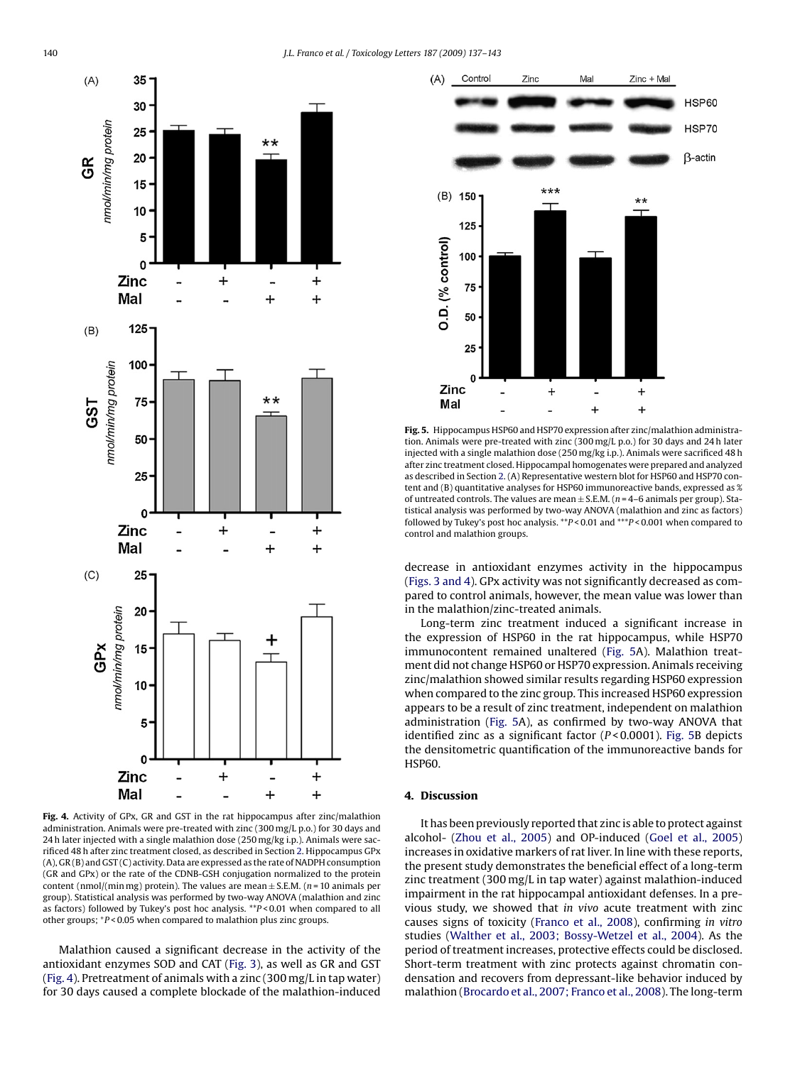**Fig. 4.** Activity of GPx, GR and GST in the rat hippocampus after zinc/malathion administration. Animals were pre-treated with zinc (300 mg/L p.o.) for 30 days and 24 h later injected with a single malathion dose (250 mg/kg i.p.). Animals were sacrificed 48 h after zinc treatment closed, as described in Section 2. Hippocampus GPx (A), GR (B) and GST (C) activity. Data are expressed as the rate of NADPH consumption (GR and GPx) or the rate of the CDNB-GSH conjugation normalized to the protein content (nmol/(min mg) protein). The values are mean ± S.E.M. ($n$ = 10 animals per group). Statistical analysis was performed by two-way ANOVA (malathion and zinc as factors) followed by Tukey's post hoc analysis. $^{**}P < 0.01$ when compared to all other groups; $^{+}P < 0.05$ when compared to malathion plus zinc groups.

**Fig. 5.** Hippocampus HSP60 and HSP70 expression after zinc/malathion administration. Animals were pre-treated with zinc (300 mg/L p.o.) for 30 days and 24 h later injected with a single malathion dose (250 mg/kg i.p.). Animals were sacrificed 48 h after zinc treatment closed. Hippocampal homogenates were prepared and analyzed as described in Section 2. (A) Representative western blot for HSP60 and HSP70 content and (B) quantitative analyses for HSP60 immunoreactive bands, expressed as % of untreated controls. The values are mean ± S.E.M. ($n$ = 4–6 animals per group). Statistical analysis was performed by two-way ANOVA (malathion and zinc as factors) followed by Tukey's post hoc analysis. $^{**}P < 0.01$ and $^{***}P < 0.001$ when compared to control and malathion groups.

Malathion caused a significant decrease in the activity of the antioxidant enzymes SOD and CAT (Fig. 3), as well as GR and GST (Fig. 4). Pretreatment of animals with a zinc (300 mg/L in tap water) for 30 days caused a complete blockade of the malathion-induced decrease in antioxidant enzymes activity in the hippocampus (Figs. 3 and 4). GPx activity was not significantly decreased as compared to control animals, however, the mean value was lower than in the malathion/zinc-treated animals.

Long-term zinc treatment induced a significant increase in the expression of HSP60 in the rat hippocampus, while HSP70 immunocontent remained unaltered (Fig. 5A). Malathion treatment did not change HSP60 or HSP70 expression. Animals receiving zinc/malathion showed similar results regarding HSP60 expression when compared to the zinc group. This increased HSP60 expression appears to be a result of zinc treatment, independent on malathion administration (Fig. 5A), as confirmed by two-way ANOVA that identified zinc as a significant factor ($P < 0.0001$). Fig. 5B depicts the densitometric quantification of the immunoreactive bands for HSP60.

## 4. Discussion

It has been previously reported that zinc is able to protect against alcohol- (Zhou et al., 2005) and OP-induced (Goel et al., 2005) increases in oxidative markers of rat liver. In line with these reports, the present study demonstrates the beneficial effect of a long-term zinc treatment (300 mg/L in tap water) against malathion-induced impairment in the rat hippocampal antioxidant defenses. In a previous study, we showed that *in vivo* acute treatment with zinc causes signs of toxicity (Franco et al., 2008), confirming *in vitro* studies (Walther et al., 2003; Bossy-Wetzel et al., 2004). As the period of treatment increases, protective effects could be disclosed. Short-term treatment with zinc protects against chromatin condensation and recovers from depressant-like behavior induced by malathion (Brocardo et al., 2007; Franco et al., 2008). The long-term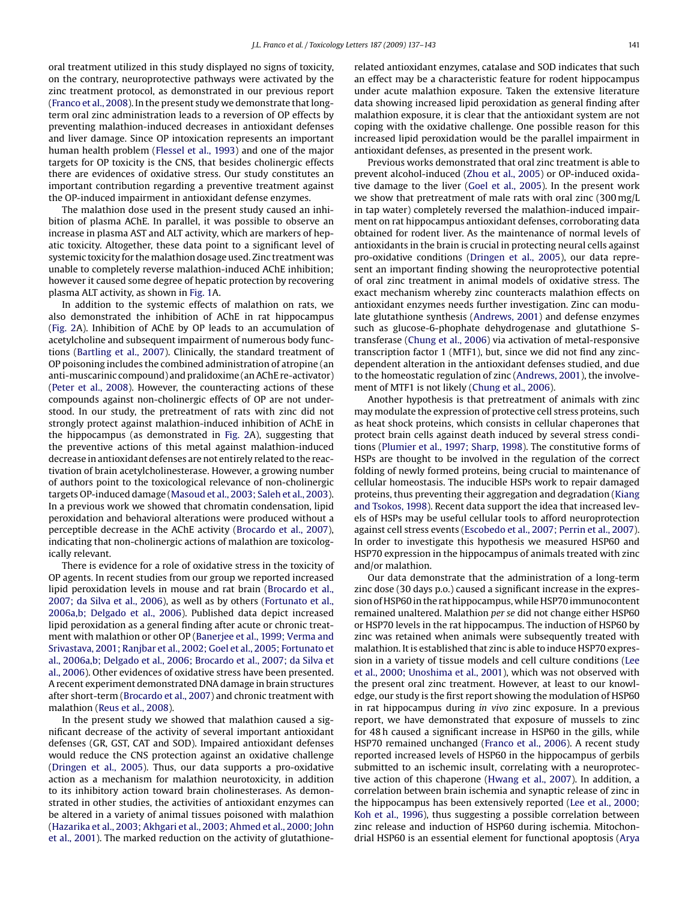oral treatment utilized in this study displayed no signs of toxicity, on the contrary, neuroprotective pathways were activated by the zinc treatment protocol, as demonstrated in our previous report (Franco et al., 2008). In the present study we demonstrate that long-term oral zinc administration leads to a reversion of OP effects by preventing malathion-induced decreases in antioxidant defenses and liver damage. Since OP intoxication represents an important human health problem (Flessel et al., 1993) and one of the major targets for OP toxicity is the CNS, that besides cholinergic effects there are evidences of oxidative stress. Our study constitutes an important contribution regarding a preventive treatment against the OP-induced impairment in antioxidant defense enzymes.

The malathion dose used in the present study caused an inhibition of plasma AChE. In parallel, it was possible to observe an increase in plasma AST and ALT activity, which are markers of hepatic toxicity. Altogether, these data point to a significant level of systemic toxicity for the malathion dosage used. Zinc treatment was unable to completely reverse malathion-induced AChE inhibition; however it caused some degree of hepatic protection by recovering plasma ALT activity, as shown in Fig. 1A.

In addition to the systemic effects of malathion on rats, we also demonstrated the inhibition of AChE in rat hippocampus (Fig. 2A). Inhibition of AChE by OP leads to an accumulation of acetylcholine and subsequent impairment of numerous body functions (Bartling et al., 2007). Clinically, the standard treatment of OP poisoning includes the combined administration of atropine (an anti-muscarinic compound) and pralidoxime (an AChE re-activator) (Peter et al., 2008). However, the counteracting actions of these compounds against non-cholinergic effects of OP are not understood. In our study, the pretreatment of rats with zinc did not strongly protect against malathion-induced inhibition of AChE in the hippocampus (as demonstrated in Fig. 2A), suggesting that the preventive actions of this metal against malathion-induced decrease in antioxidant defenses are not entirely related to the reactivation of brain acetylcholinesterase. However, a growing number of authors point to the toxicological relevance of non-cholinergic targets OP-induced damage (Masoud et al., 2003; Saleh et al., 2003). In a previous work we showed that chromatin condensation, lipid peroxidation and behavioral alterations were produced without a perceptible decrease in the AChE activity (Brocardo et al., 2007), indicating that non-cholinergic actions of malathion are toxicologically relevant.

There is evidence for a role of oxidative stress in the toxicity of OP agents. In recent studies from our group we reported increased lipid peroxidation levels in mouse and rat brain (Brocardo et al., 2007; da Silva et al., 2006), as well as by others (Fortunato et al., 2006a,b; Delgado et al., 2006). Published data depict increased lipid peroxidation as a general finding after acute or chronic treatment with malathion or other OP (Banerjee et al., 1999; Verma and Srivastava, 2001; Ranjbar et al., 2002; Goel et al., 2005; Fortunato et al., 2006a,b; Delgado et al., 2006; Brocardo et al., 2007; da Silva et al., 2006). Other evidences of oxidative stress have been presented. A recent experiment demonstrated DNA damage in brain structures after short-term (Brocardo et al., 2007) and chronic treatment with malathion (Reus et al., 2008).

In the present study we showed that malathion caused a significant decrease of the activity of several important antioxidant defenses (GR, GST, CAT and SOD). Impaired antioxidant defenses would reduce the CNS protection against an oxidative challenge (Dringen et al., 2005). Thus, our data supports a pro-oxidative action as a mechanism for malathion neurotoxicity, in addition to its inhibitory action toward brain cholinesterases. As demonstrated in other studies, the activities of antioxidant enzymes can be altered in a variety of animal tissues poisoned with malathion (Hazarika et al., 2003; Akhgari et al., 2003; Ahmed et al., 2000; John et al., 2001). The marked reduction on the activity of glutathione-related antioxidant enzymes, catalase and SOD indicates that such an effect may be a characteristic feature for rodent hippocampus under acute malathion exposure. Taken the extensive literature data showing increased lipid peroxidation as general finding after malathion exposure, it is clear that the antioxidant system are not coping with the oxidative challenge. One possible reason for this increased lipid peroxidation would be the parallel impairment in antioxidant defenses, as presented in the present work.

Previous works demonstrated that oral zinc treatment is able to prevent alcohol-induced (Zhou et al., 2005) or OP-induced oxidative damage to the liver (Goel et al., 2005). In the present work we show that pretreatment of male rats with oral zinc (300 mg/L in tap water) completely reversed the malathion-induced impairment on rat hippocampus antioxidant defenses, corroborating data obtained for rodent liver. As the maintenance of normal levels of antioxidants in the brain is crucial in protecting neural cells against pro-oxidative conditions (Dringen et al., 2005), our data represent an important finding showing the neuroprotective potential of oral zinc treatment in animal models of oxidative stress. The exact mechanism whereby zinc counteracts malathion effects on antioxidant enzymes needs further investigation. Zinc can modulate glutathione synthesis (Andrews, 2001) and defense enzymes such as glucose-6-phophate dehydrogenase and glutathione S-transferase (Chung et al., 2006) via activation of metal-responsive transcription factor 1 (MTF1), but, since we did not find any zinc-dependent alteration in the antioxidant defenses studied, and due to the homeostatic regulation of zinc (Andrews, 2001), the involvement of MTF1 is not likely (Chung et al., 2006).

Another hypothesis is that pretreatment of animals with zinc may modulate the expression of protective cell stress proteins, such as heat shock proteins, which consists in cellular chaperones that protect brain cells against death induced by several stress conditions (Plumier et al., 1997; Sharp, 1998). The constitutive forms of HSPs are thought to be involved in the regulation of the correct folding of newly formed proteins, being crucial to maintenance of cellular homeostasis. The inducible HSPs work to repair damaged proteins, thus preventing their aggregation and degradation (Kiang and Tsokos, 1998). Recent data support the idea that increased levels of HSPs may be useful cellular tools to afford neuroprotection against cell stress events (Escobedo et al., 2007; Perrin et al., 2007). In order to investigate this hypothesis we measured HSP60 and HSP70 expression in the hippocampus of animals treated with zinc and/or malathion.

Our data demonstrate that the administration of a long-term zinc dose (30 days p.o.) caused a significant increase in the expression of HSP60 in the rat hippocampus, while HSP70 immunocontent remained unaltered. Malathion *per se* did not change either HSP60 or HSP70 levels in the rat hippocampus. The induction of HSP60 by zinc was retained when animals were subsequently treated with malathion. It is established that zinc is able to induce HSP70 expression in a variety of tissue models and cell culture conditions (Lee et al., 2000; Unoshima et al., 2001), which was not observed with the present oral zinc treatment. However, at least to our knowledge, our study is the first report showing the modulation of HSP60 in rat hippocampus during *in vivo* zinc exposure. In a previous report, we have demonstrated that exposure of mussels to zinc for 48 h caused a significant increase in HSP60 in the gills, while HSP70 remained unchanged (Franco et al., 2006). A recent study reported increased levels of HSP60 in the hippocampus of gerbils submitted to an ischemic insult, correlating with a neuroprotective action of this chaperone (Hwang et al., 2007). In addition, a correlation between brain ischemia and synaptic release of zinc in the hippocampus has been extensively reported (Lee et al., 2000; Koh et al., 1996), thus suggesting a possible correlation between zinc release and induction of HSP60 during ischemia. Mitochondrial HSP60 is an essential element for functional apoptosis (Arya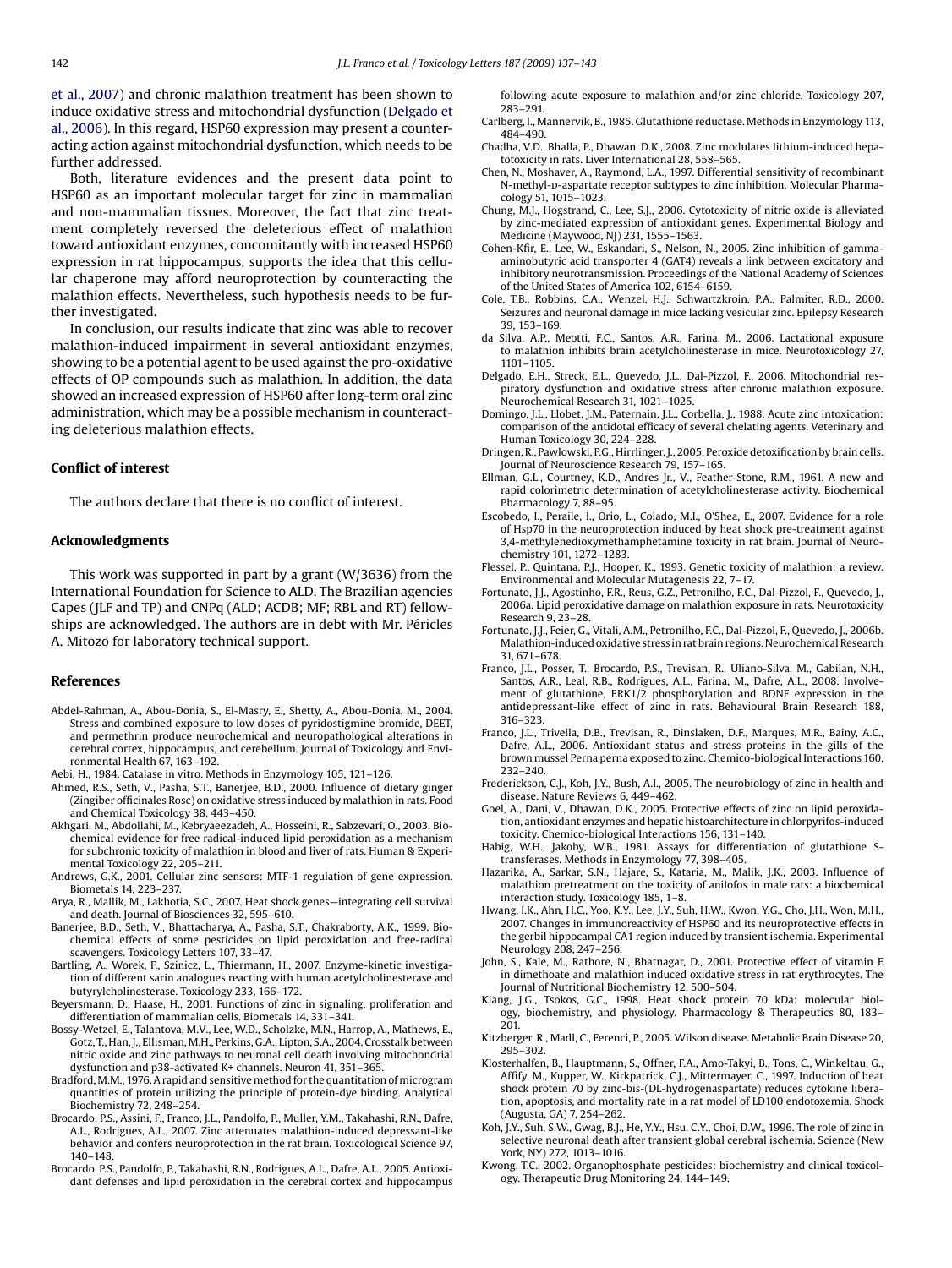et al., 2007) and chronic malathion treatment has been shown to induce oxidative stress and mitochondrial dysfunction (Delgado et al., 2006). In this regard, HSP60 expression may present a counteracting action against mitochondrial dysfunction, which needs to be further addressed.

Both, literature evidences and the present data point to HSP60 as an important molecular target for zinc in mammalian and non-mammalian tissues. Moreover, the fact that zinc treatment completely reversed the deleterious effect of malathion toward antioxidant enzymes, concomitantly with increased HSP60 expression in rat hippocampus, supports the idea that this cellular chaperone may afford neuroprotection by counteracting the malathion effects. Nevertheless, such hypothesis needs to be further investigated.

In conclusion, our results indicate that zinc was able to recover malathion-induced impairment in several antioxidant enzymes, showing to be a potential agent to be used against the pro-oxidative effects of OP compounds such as malathion. In addition, the data showed an increased expression of HSP60 after long-term oral zinc administration, which may be a possible mechanism in counteracting deleterious malathion effects.

## Conflict of interest

The authors declare that there is no conflict of interest.

## Acknowledgments

This work was supported in part by a grant (W/3636) from the International Foundation for Science to ALD. The Brazilian agencies Capes (JLF and TP) and CNPq (ALD; ACDB; MF; RBL and RT) fellowships are acknowledged. The authors are in debt with Mr. Péricles A. Mitozo for laboratory technical support.

## References

Abdel-Rahman, A., Abou-Donia, S., El-Masry, E., Shetty, A., Abou-Donia, M., 2004. Stress and combined exposure to low doses of pyridostigmine bromide, DEET, and permethrin produce neurochemical and neuropathological alterations in cerebral cortex, hippocampus, and cerebellum. Journal of Toxicology and Environmental Health 67, 163–192.

Aebi, H., 1984. Catalase in vitro. Methods in Enzymology 105, 121–126.

Ahmed, R.S., Seth, V., Pasha, S.T., Banerjee, B.D., 2000. Influence of dietary ginger (Zingiber officinales Rosc) on oxidative stress induced by malathion in rats. Food and Chemical Toxicology 38, 443–450.

Akhgari, M., Abdollahi, M., Kebryaeezadeh, A., Hosseini, R., Sabzevari, O., 2003. Biochemical evidence for free radical-induced lipid peroxidation as a mechanism for subchronic toxicity of malathion in blood and liver of rats. Human & Experimental Toxicology 22, 205–211.

Andrews, G.K., 2001. Cellular zinc sensors: MTF-1 regulation of gene expression. Biometals 14, 223–237.

Arya, R., Mallik, M., Lakhotia, S.C., 2007. Heat shock genes—integrating cell survival and death. Journal of Biosciences 32, 595–610.

Banerjee, B.D., Seth, V., Bhattacharya, A., Pasha, S.T., Chakraborty, A.K., 1999. Biochemical effects of some pesticides on lipid peroxidation and free-radical scavengers. Toxicology Letters 107, 33–47.

Bartling, A., Worek, F., Szinicz, L., Thiermann, H., 2007. Enzyme-kinetic investigation of different sarin analogues reacting with human acetylcholinesterase and butyrylcholinesterase. Toxicology 233, 166–172.

Beyersmann, D., Haase, H., 2001. Functions of zinc in signaling, proliferation and differentiation of mammalian cells. Biometals 14, 331–341.

Bossy-Wetzel, E., Talantova, M.V., Lee, W.D., Scholzke, M.N., Harrop, A., Mathews, E., Gotz, T., Han, J., Ellisman, M.H., Perkins, G.A., Lipton, S.A., 2004. Crosstalk between nitric oxide and zinc pathways to neuronal cell death involving mitochondrial dysfunction and p38-activated K+ channels. Neuron 41, 351–365.

Bradford, M.M., 1976. A rapid and sensitive method for the quantitation of microgram quantities of protein utilizing the principle of protein-dye binding. Analytical Biochemistry 72, 248–254.

Brocardo, P.S., Assini, F., Franco, J.L., Pandolfo, P., Muller, Y.M., Takahashi, R.N., Dafre, A.L., Rodrigues, A.L., 2007. Zinc attenuates malathion-induced depressant-like behavior and confers neuroprotection in the rat brain. Toxicological Science 97, 140–148.

Brocardo, P.S., Pandolfo, P., Takahashi, R.N., Rodrigues, A.L., Dafre, A.L., 2005. Antioxidant defenses and lipid peroxidation in the cerebral cortex and hippocampus following acute exposure to malathion and/or zinc chloride. Toxicology 207, 283–291.

Carlberg, I., Mannervik, B., 1985. Glutathione reductase. Methods in Enzymology 113, 484–490.

Chadha, V.D., Bhalla, P., Dhawan, D.K., 2008. Zinc modulates lithium-induced hepatotoxicity in rats. Liver International 28, 558–565.

Chen, N., Moshaver, A., Raymond, L.A., 1997. Differential sensitivity of recombinant N-methyl-D-aspartate receptor subtypes to zinc inhibition. Molecular Pharmacology 51, 1015–1023.

Chung, M.J., Hogstrand, C., Lee, S.J., 2006. Cytotoxicity of nitric oxide is alleviated by zinc-mediated expression of antioxidant genes. Experimental Biology and Medicine (Maywood, NJ) 231, 1555–1563.

Cohen-Kfir, E., Lee, W., Eskandari, S., Nelson, N., 2005. Zinc inhibition of gamma-aminobutyric acid transporter 4 (GAT4) reveals a link between excitatory and inhibitory neurotransmission. Proceedings of the National Academy of Sciences of the United States of America 102, 6154–6159.

Cole, T.B., Robbins, C.A., Wenzel, H.J., Schwartzkroin, P.A., Palmiter, R.D., 2000. Seizures and neuronal damage in mice lacking vesicular zinc. Epilepsy Research 39, 153–169.

da Silva, A.P., Meotti, F.C., Santos, A.R., Farina, M., 2006. Lactational exposure to malathion inhibits brain acetylcholinesterase in mice. Neurotoxicology 27, 1101–1105.

Delgado, E.H., Streck, E.L., Quevedo, J.L., Dal-Pizzol, F., 2006. Mitochondrial respiratory dysfunction and oxidative stress after chronic malathion exposure. Neurochemical Research 31, 1021–1025.

Domingo, J.L., Llobet, J.M., Paternain, J.L., Corbella, J., 1988. Acute zinc intoxication: comparison of the antidotal efficacy of several chelating agents. Veterinary and Human Toxicology 30, 224–228.

Dringen, R., Pawlowski, P.G., Hirrlinger, J., 2005. Peroxide detoxification by brain cells. Journal of Neuroscience Research 79, 157–165.

Ellman, G.L., Courtney, K.D., Andres Jr., V., Feather-Stone, R.M., 1961. A new and rapid colorimetric determination of acetylcholinesterase activity. Biochemical Pharmacology 7, 88–95.

Escobedo, I., Peraile, I., Orio, L., Colado, M.I., O'Shea, E., 2007. Evidence for a role of Hsp70 in the neuroprotection induced by heat shock pre-treatment against 3,4-methylenedioxymethamphetamine toxicity in rat brain. Journal of Neurochemistry 101, 1272–1283.

Flessel, P., Quintana, P.J., Hooper, K., 1993. Genetic toxicity of malathion: a review. Environmental and Molecular Mutagenesis 22, 7–17.

Fortunato, J.J., Agostinho, F.R., Reus, G.Z., Petronilho, F.C., Dal-Pizzol, F., Quevedo, J., 2006a. Lipid peroxidative damage on malathion exposure in rats. Neurotoxicity Research 9, 23–28.

Fortunato, J.J., Feier, G., Vitali, A.M., Petronilho, F.C., Dal-Pizzol, F., Quevedo, J., 2006b. Malathion-induced oxidative stress in rat brain regions. Neurochemical Research 31, 671–678.

Franco, J.L., Posser, T., Brocardo, P.S., Trevisan, R., Uliano-Silva, M., Gabilan, N.H., Santos, A.R., Leal, R.B., Rodrigues, A.L., Farina, M., Dafre, A.L., 2008. Involvement of glutathione, ERK1/2 phosphorylation and BDNF expression in the antidepressant-like effect of zinc in rats. Behavioural Brain Research 188, 316–323.

Franco, J.L., Trivella, D.B., Trevisan, R., Dinslaken, D.F., Marques, M.R., Bainy, A.C., Dafre, A.L., 2006. Antioxidant status and stress proteins in the gills of the brown mussel Perna perna exposed to zinc. Chemico-biological Interactions 160, 232–240.

Frederickson, C.J., Koh, J.Y., Bush, A.I., 2005. The neurobiology of zinc in health and disease. Nature Reviews 6, 449–462.

Goel, A., Dani, V., Dhawan, D.K., 2005. Protective effects of zinc on lipid peroxidation, antioxidant enzymes and hepatic histoarchitecture in chlorpyrifos-induced toxicity. Chemico-biological Interactions 156, 131–140.

Habig, W.H., Jakoby, W.B., 1981. Assays for differentiation of glutathione S-transferases. Methods in Enzymology 77, 398–405.

Hazarika, A., Sarkar, S.N., Hajare, S., Kataria, M., Malik, J.K., 2003. Influence of malathion pretreatment on the toxicity of anilofos in male rats: a biochemical interaction study. Toxicology 185, 1–8.

Hwang, I.K., Ahn, H.C., Yoo, K.Y., Lee, J.Y., Suh, H.W., Kwon, Y.G., Cho, J.H., Won, M.H., 2007. Changes in immunoreactivity of HSP60 and its neuroprotective effects in the gerbil hippocampal CA1 region induced by transient ischemia. Experimental Neurology 208, 247–256.

John, S., Kale, M., Rathore, N., Bhatnagar, D., 2001. Protective effect of vitamin E in dimethoate and malathion induced oxidative stress in rat erythrocytes. The Journal of Nutritional Biochemistry 12, 500–504.

Kiang, J.G., Tsokos, G.C., 1998. Heat shock protein 70 kDa: molecular biology, biochemistry, and physiology. Pharmacology & Therapeutics 80, 183–201.

Kitzberger, R., Madl, C., Ferenci, P., 2005. Wilson disease. Metabolic Brain Disease 20, 295–302.

Klosterhalfen, B., Hauptmann, S., Offner, F.A., Amo-Takyi, B., Tons, C., Winkeltau, G., Affify, M., Kupper, W., Kirkpatrick, C.J., Mittermayer, C., 1997. Induction of heat shock protein 70 by zinc-bis-(DL-hydrogenaspartate) reduces cytokine liberation, apoptosis, and mortality rate in a rat model of LD100 endotoxemia. Shock (Augusta, GA) 7, 254–262.

Koh, J.Y., Suh, S.W., Gwag, B.J., He, Y.Y., Hsu, C.Y., Choi, D.W., 1996. The role of zinc in selective neuronal death after transient global cerebral ischemia. Science (New York, NY) 272, 1013–1016.

Kwong, T.C., 2002. Organophosphate pesticides: biochemistry and clinical toxicology. Therapeutic Drug Monitoring 24, 144–149.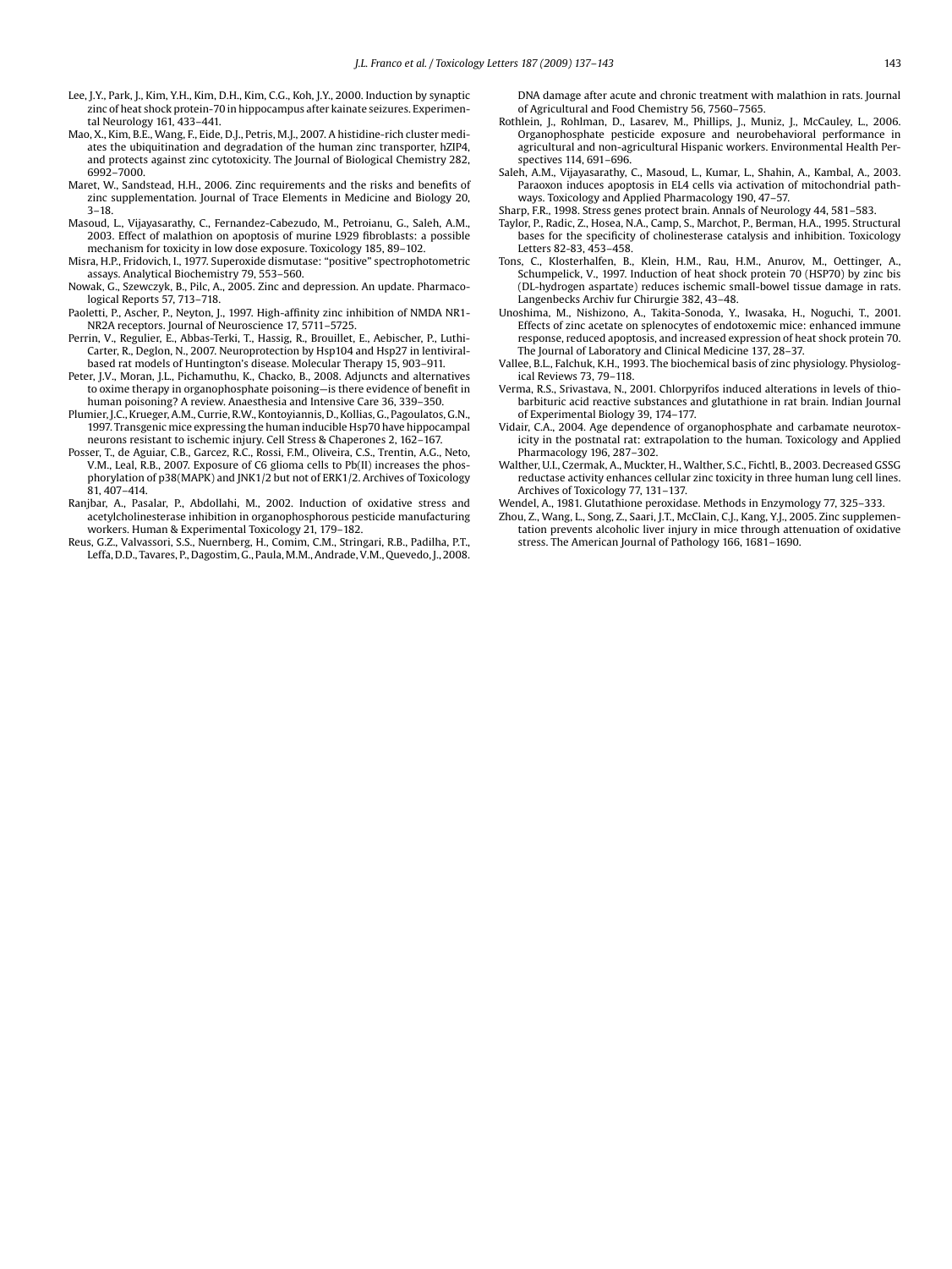Lee, J.Y., Park, J., Kim, Y.H., Kim, D.H., Kim, C.G., Koh, J.Y., 2000. Induction by synaptic zinc of heat shock protein-70 in hippocampus after kainate seizures. Experimental Neurology 161, 433–441.

Mao, X., Kim, B.E., Wang, F., Eide, D.J., Petris, M.J., 2007. A histidine-rich cluster mediates the ubiquitination and degradation of the human zinc transporter, hZIP4, and protects against zinc cytotoxicity. The Journal of Biological Chemistry 282, 6992–7000.

Maret, W., Sandstead, H.H., 2006. Zinc requirements and the risks and benefits of zinc supplementation. Journal of Trace Elements in Medicine and Biology 20, 3–18.

Masoud, L., Vijayasarathy, C., Fernandez-Cabezudo, M., Petroianu, G., Saleh, A.M., 2003. Effect of malathion on apoptosis of murine L929 fibroblasts: a possible mechanism for toxicity in low dose exposure. Toxicology 185, 89–102.

Misra, H.P., Fridovich, I., 1977. Superoxide dismutase: "positive" spectrophotometric assays. Analytical Biochemistry 79, 553–560.

Nowak, G., Szewczyk, B., Pilc, A., 2005. Zinc and depression. An update. Pharmacological Reports 57, 713–718.

Paoletti, P., Ascher, P., Neyton, J., 1997. High-affinity zinc inhibition of NMDA NR1-NR2A receptors. Journal of Neuroscience 17, 5711–5725.

Perrin, V., Regulier, E., Abbas-Terki, T., Hassig, R., Brouillet, E., Aebischer, P., Luthi-Carter, R., Deglon, N., 2007. Neuroprotection by Hsp104 and Hsp27 in lentiviral-based rat models of Huntington's disease. Molecular Therapy 15, 903–911.

Peter, J.V., Moran, J.L., Pichamuthu, K., Chacko, B., 2008. Adjuncts and alternatives to oxime therapy in organophosphate poisoning—is there evidence of benefit in human poisoning? A review. Anaesthesia and Intensive Care 36, 339–350.

Plumier, J.C., Krueger, A.M., Currie, R.W., Kontoyiannis, D., Kollias, G., Pagoulatos, G.N., 1997. Transgenic mice expressing the human inducible Hsp70 have hippocampal neurons resistant to ischemic injury. Cell Stress & Chaperones 2, 162–167.

Posser, T., de Aguiar, C.B., Garcez, R.C., Rossi, F.M., Oliveira, C.S., Trentin, A.G., Neto, V.M., Leal, R.B., 2007. Exposure of C6 glioma cells to Pb(II) increases the phosphorylation of p38(MAPK) and JNK1/2 but not of ERK1/2. Archives of Toxicology 81, 407–414.

Ranjbar, A., Pasalar, P., Abdollahi, M., 2002. Induction of oxidative stress and acetylcholinesterase inhibition in organophosphorous pesticide manufacturing workers. Human & Experimental Toxicology 21, 179–182.

Reus, G.Z., Valvassori, S.S., Nuernberg, H., Comim, C.M., Stringari, R.B., Padilha, P.T., Leffa, D.D., Tavares, P., Dagostim, G., Paula, M.M., Andrade, V.M., Quevedo, J., 2008. DNA damage after acute and chronic treatment with malathion in rats. Journal of Agricultural and Food Chemistry 56, 7560–7565.

Rothlein, J., Rohlman, D., Lasarev, M., Phillips, J., Muniz, J., McCauley, L., 2006. Organophosphate pesticide exposure and neurobehavioral performance in agricultural and non-agricultural Hispanic workers. Environmental Health Perspectives 114, 691–696.

Saleh, A.M., Vijayasarathy, C., Masoud, L., Kumar, L., Shahin, A., Kambal, A., 2003. Paraoxon induces apoptosis in EL4 cells via activation of mitochondrial pathways. Toxicology and Applied Pharmacology 190, 47–57.

Sharp, F.R., 1998. Stress genes protect brain. Annals of Neurology 44, 581–583.

Taylor, P., Radic, Z., Hosea, N.A., Camp, S., Marchot, P., Berman, H.A., 1995. Structural bases for the specificity of cholinesterase catalysis and inhibition. Toxicology Letters 82-83, 453–458.

Tons, C., Klosterhalfen, B., Klein, H.M., Rau, H.M., Anurov, M., Oettinger, A., Schumpelick, V., 1997. Induction of heat shock protein 70 (HSP70) by zinc bis (DL-hydrogen aspartate) reduces ischemic small-bowel tissue damage in rats. Langenbecks Archiv fur Chirurgie 382, 43–48.

Unoshima, M., Nishizono, A., Takita-Sonoda, Y., Iwasaka, H., Noguchi, T., 2001. Effects of zinc acetate on splenocytes of endotoxemic mice: enhanced immune response, reduced apoptosis, and increased expression of heat shock protein 70. The Journal of Laboratory and Clinical Medicine 137, 28–37.

Vallee, B.L., Falchuk, K.H., 1993. The biochemical basis of zinc physiology. Physiological Reviews 73, 79–118.

Verma, R.S., Srivastava, N., 2001. Chlorpyrifos induced alterations in levels of thiobarbituric acid reactive substances and glutathione in rat brain. Indian Journal of Experimental Biology 39, 174–177.

Vidair, C.A., 2004. Age dependence of organophosphate and carbamate neurotoxicity in the postnatal rat: extrapolation to the human. Toxicology and Applied Pharmacology 196, 287–302.

Walther, U.I., Czermak, A., Muckter, H., Walther, S.C., Fichtl, B., 2003. Decreased GSSG reductase activity enhances cellular zinc toxicity in three human lung cell lines. Archives of Toxicology 77, 131–137.

Wendel, A., 1981. Glutathione peroxidase. Methods in Enzymology 77, 325–333.

Zhou, Z., Wang, L., Song, Z., Saari, J.T., McClain, C.J., Kang, Y.J., 2005. Zinc supplementation prevents alcoholic liver injury in mice through attenuation of oxidative stress. The American Journal of Pathology 166, 1681–1690.